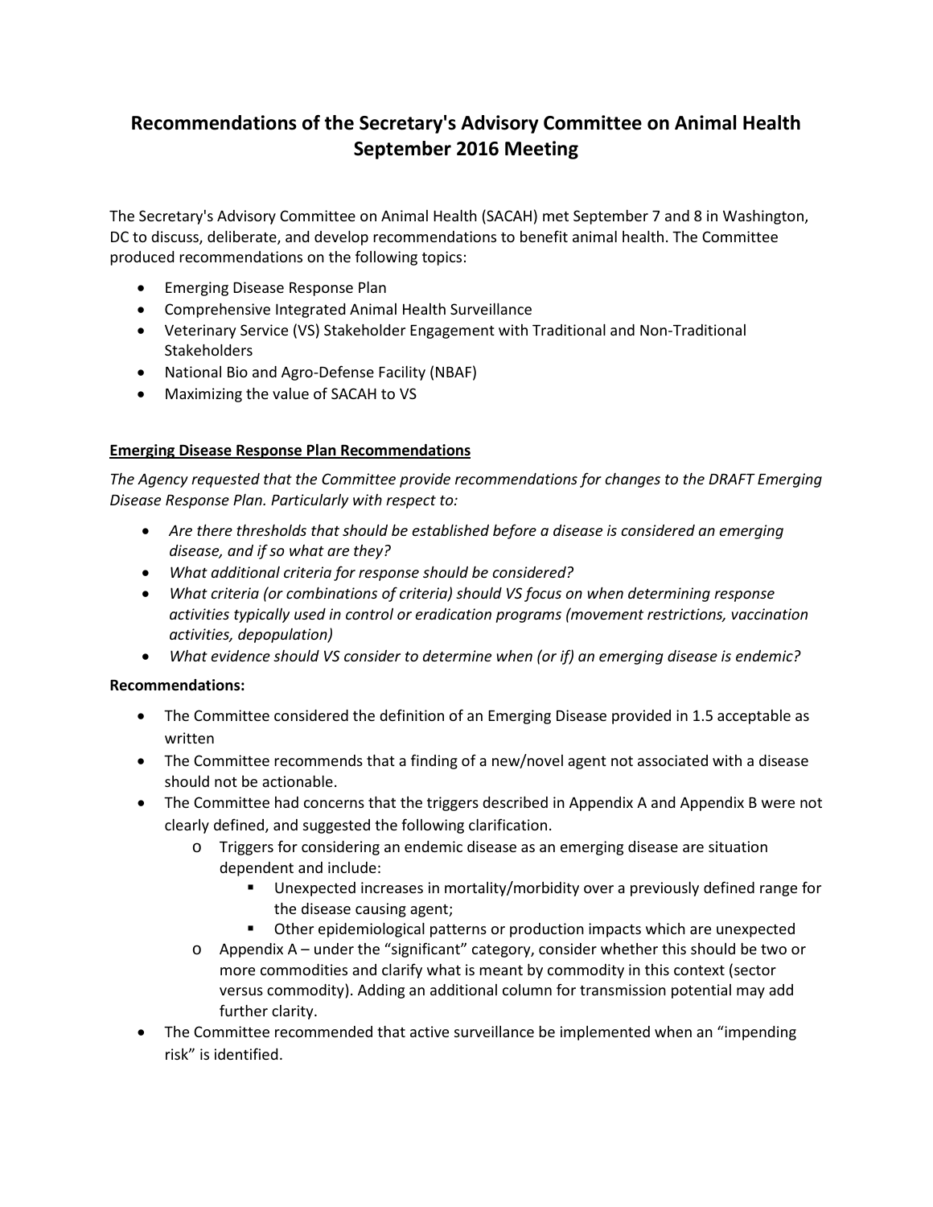# Recommendations of the Secretary's Advisory Committee on Animal Health September 2016 Meeting

The Secretary's Advisory Committee on Animal Health (SACAH) met September 7 and 8 in Washington, DC to discuss, deliberate, and develop recommendations to benefit animal health. The Committee produced recommendations on the following topics:

- Emerging Disease Response Plan
- Comprehensive Integrated Animal Health Surveillance
- Veterinary Service (VS) Stakeholder Engagement with Traditional and Non-Traditional Stakeholders
- National Bio and Agro-Defense Facility (NBAF)
- Maximizing the value of SACAH to VS

## Emerging Disease Response Plan Recommendations

*The Agency requested that the Committee provide recommendations for changes to the DRAFT Emerging Disease Response Plan. Particularly with respect to:*

- *Are there thresholds that should be established before a disease is considered an emerging disease, and if so what are they?*
- *What additional criteria for response should be considered?*
- *What criteria (or combinations of criteria) should VS focus on when determining response activities typically used in control or eradication programs (movement restrictions, vaccination activities, depopulation)*
- *What evidence should VS consider to determine when (or if) an emerging disease is endemic?*

**Recommendations:**

- The Committee considered the definition of an Emerging Disease provided in 1.5 acceptable as written
- The Committee recommends that a finding of a new/novel agent not associated with a disease should not be actionable.
- The Committee had concerns that the triggers described in Appendix A and Appendix B were not clearly defined, and suggested the following clarification.
  - Triggers for considering an endemic disease as an emerging disease are situation dependent and include:
    - Unexpected increases in mortality/morbidity over a previously defined range for the disease causing agent;
    - Other epidemiological patterns or production impacts which are unexpected
  - Appendix A – under the "significant" category, consider whether this should be two or more commodities and clarify what is meant by commodity in this context (sector versus commodity). Adding an additional column for transmission potential may add further clarity.
- The Committee recommended that active surveillance be implemented when an "impending risk" is identified.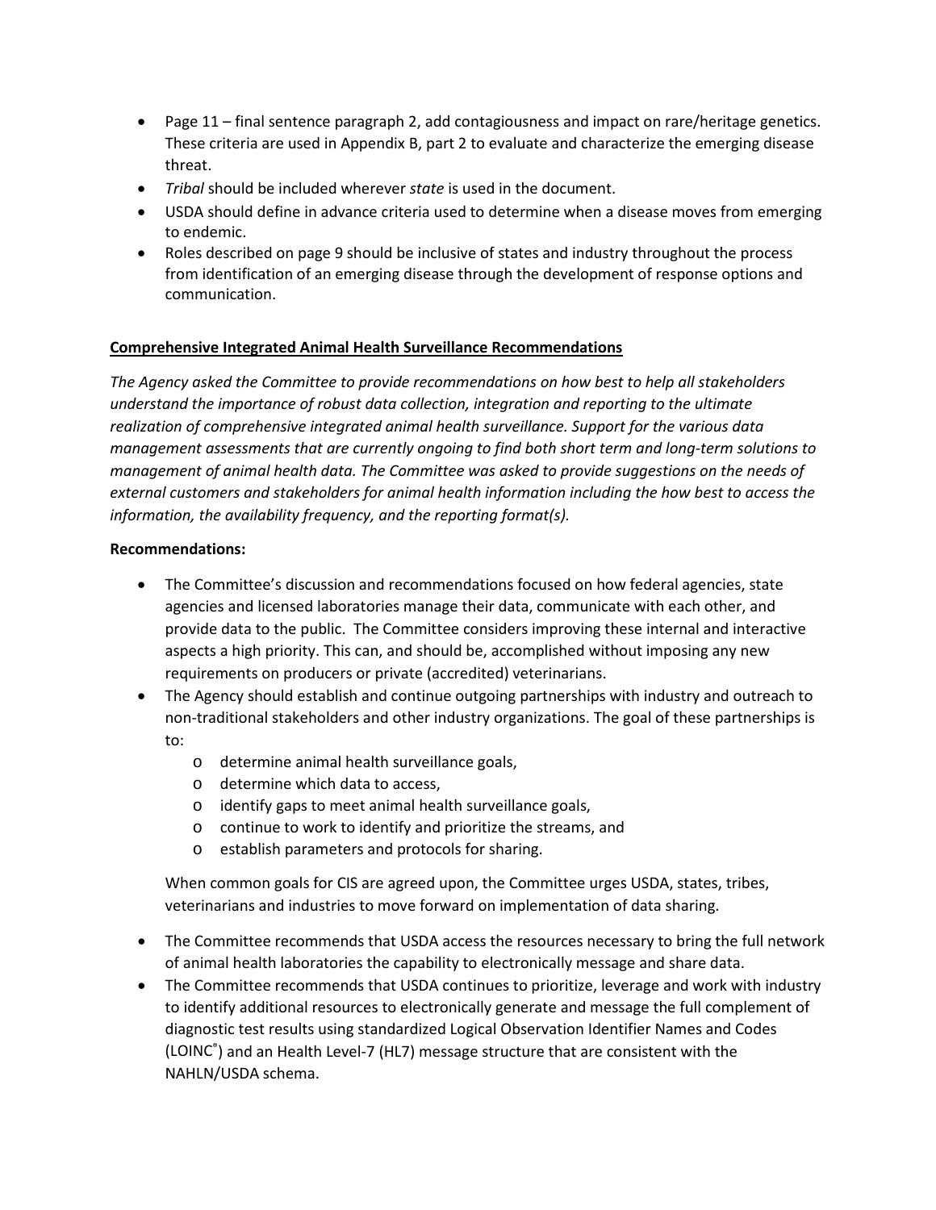- Page 11 – final sentence paragraph 2, add contagiousness and impact on rare/heritage genetics. These criteria are used in Appendix B, part 2 to evaluate and characterize the emerging disease threat.
- *Tribal* should be included wherever *state* is used in the document.
- USDA should define in advance criteria used to determine when a disease moves from emerging to endemic.
- Roles described on page 9 should be inclusive of states and industry throughout the process from identification of an emerging disease through the development of response options and communication.

**Comprehensive Integrated Animal Health Surveillance Recommendations**

*The Agency asked the Committee to provide recommendations on how best to help all stakeholders understand the importance of robust data collection, integration and reporting to the ultimate realization of comprehensive integrated animal health surveillance. Support for the various data management assessments that are currently ongoing to find both short term and long-term solutions to management of animal health data. The Committee was asked to provide suggestions on the needs of external customers and stakeholders for animal health information including the how best to access the information, the availability frequency, and the reporting format(s).*

**Recommendations:**

- The Committee's discussion and recommendations focused on how federal agencies, state agencies and licensed laboratories manage their data, communicate with each other, and provide data to the public. The Committee considers improving these internal and interactive aspects a high priority. This can, and should be, accomplished without imposing any new requirements on producers or private (accredited) veterinarians.
- The Agency should establish and continue outgoing partnerships with industry and outreach to non-traditional stakeholders and other industry organizations. The goal of these partnerships is to:
  - determine animal health surveillance goals,
  - determine which data to access,
  - identify gaps to meet animal health surveillance goals,
  - continue to work to identify and prioritize the streams, and
  - establish parameters and protocols for sharing.

  When common goals for CIS are agreed upon, the Committee urges USDA, states, tribes, veterinarians and industries to move forward on implementation of data sharing.

- The Committee recommends that USDA access the resources necessary to bring the full network of animal health laboratories the capability to electronically message and share data.
- The Committee recommends that USDA continues to prioritize, leverage and work with industry to identify additional resources to electronically generate and message the full complement of diagnostic test results using standardized Logical Observation Identifier Names and Codes (LOINC®) and an Health Level-7 (HL7) message structure that are consistent with the NAHLN/USDA schema.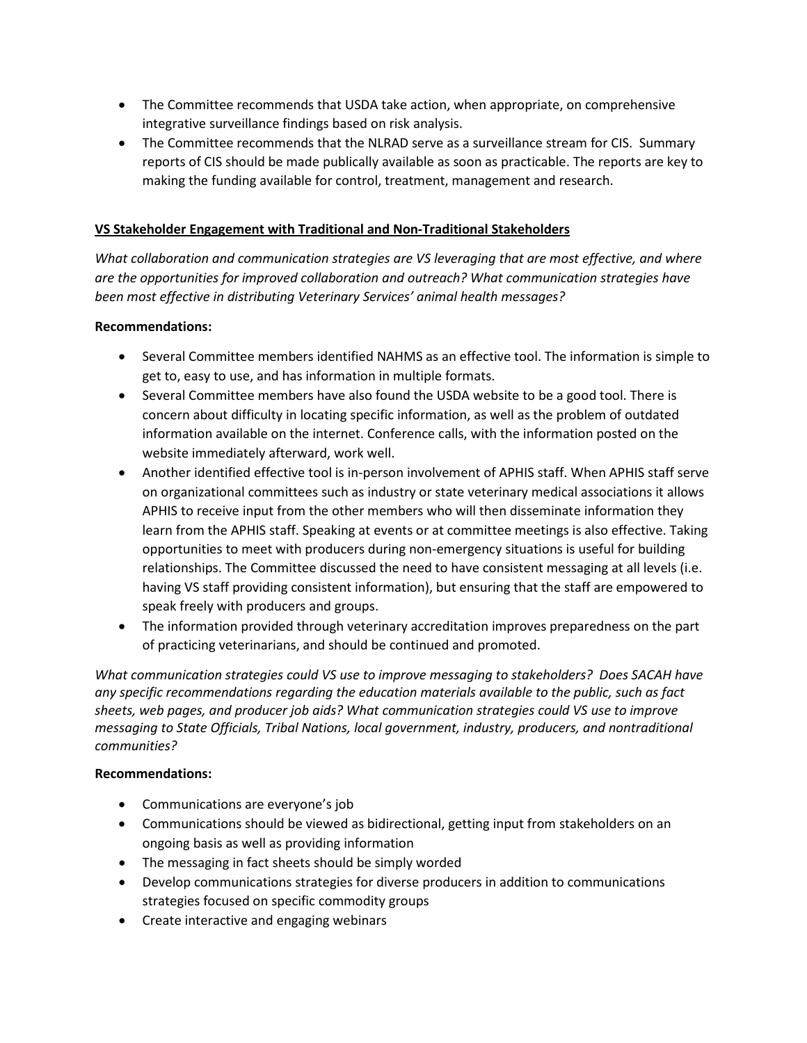- The Committee recommends that USDA take action, when appropriate, on comprehensive integrative surveillance findings based on risk analysis.
- The Committee recommends that the NLRAD serve as a surveillance stream for CIS. Summary reports of CIS should be made publically available as soon as practicable. The reports are key to making the funding available for control, treatment, management and research.

## <u>VS Stakeholder Engagement with Traditional and Non-Traditional Stakeholders</u>

*What collaboration and communication strategies are VS leveraging that are most effective, and where are the opportunities for improved collaboration and outreach? What communication strategies have been most effective in distributing Veterinary Services' animal health messages?*

**Recommendations:**

- Several Committee members identified NAHMS as an effective tool. The information is simple to get to, easy to use, and has information in multiple formats.
- Several Committee members have also found the USDA website to be a good tool. There is concern about difficulty in locating specific information, as well as the problem of outdated information available on the internet. Conference calls, with the information posted on the website immediately afterward, work well.
- Another identified effective tool is in-person involvement of APHIS staff. When APHIS staff serve on organizational committees such as industry or state veterinary medical associations it allows APHIS to receive input from the other members who will then disseminate information they learn from the APHIS staff. Speaking at events or at committee meetings is also effective. Taking opportunities to meet with producers during non-emergency situations is useful for building relationships. The Committee discussed the need to have consistent messaging at all levels (i.e. having VS staff providing consistent information), but ensuring that the staff are empowered to speak freely with producers and groups.
- The information provided through veterinary accreditation improves preparedness on the part of practicing veterinarians, and should be continued and promoted.

*What communication strategies could VS use to improve messaging to stakeholders? Does SACAH have any specific recommendations regarding the education materials available to the public, such as fact sheets, web pages, and producer job aids? What communication strategies could VS use to improve messaging to State Officials, Tribal Nations, local government, industry, producers, and nontraditional communities?*

**Recommendations:**

- Communications are everyone's job
- Communications should be viewed as bidirectional, getting input from stakeholders on an ongoing basis as well as providing information
- The messaging in fact sheets should be simply worded
- Develop communications strategies for diverse producers in addition to communications strategies focused on specific commodity groups
- Create interactive and engaging webinars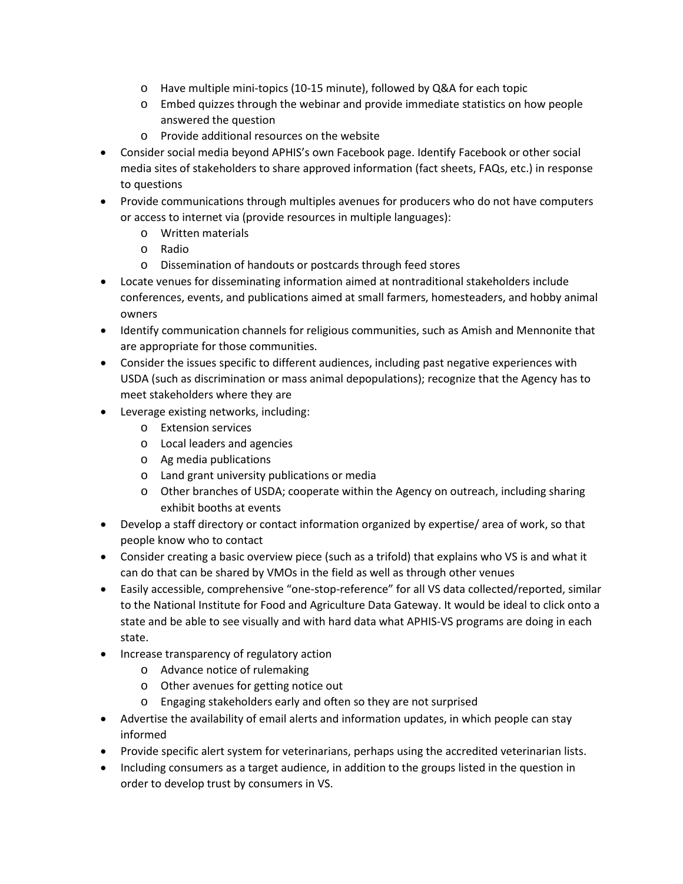- Have multiple mini-topics (10-15 minute), followed by Q&A for each topic
  - Embed quizzes through the webinar and provide immediate statistics on how people answered the question
  - Provide additional resources on the website
- Consider social media beyond APHIS's own Facebook page. Identify Facebook or other social media sites of stakeholders to share approved information (fact sheets, FAQs, etc.) in response to questions
- Provide communications through multiples avenues for producers who do not have computers or access to internet via (provide resources in multiple languages):
  - Written materials
  - Radio
  - Dissemination of handouts or postcards through feed stores
- Locate venues for disseminating information aimed at nontraditional stakeholders include conferences, events, and publications aimed at small farmers, homesteaders, and hobby animal owners
- Identify communication channels for religious communities, such as Amish and Mennonite that are appropriate for those communities.
- Consider the issues specific to different audiences, including past negative experiences with USDA (such as discrimination or mass animal depopulations); recognize that the Agency has to meet stakeholders where they are
- Leverage existing networks, including:
  - Extension services
  - Local leaders and agencies
  - Ag media publications
  - Land grant university publications or media
  - Other branches of USDA; cooperate within the Agency on outreach, including sharing exhibit booths at events
- Develop a staff directory or contact information organized by expertise/ area of work, so that people know who to contact
- Consider creating a basic overview piece (such as a trifold) that explains who VS is and what it can do that can be shared by VMOs in the field as well as through other venues
- Easily accessible, comprehensive "one-stop-reference" for all VS data collected/reported, similar to the National Institute for Food and Agriculture Data Gateway. It would be ideal to click onto a state and be able to see visually and with hard data what APHIS-VS programs are doing in each state.
- Increase transparency of regulatory action
  - Advance notice of rulemaking
  - Other avenues for getting notice out
  - Engaging stakeholders early and often so they are not surprised
- Advertise the availability of email alerts and information updates, in which people can stay informed
- Provide specific alert system for veterinarians, perhaps using the accredited veterinarian lists.
- Including consumers as a target audience, in addition to the groups listed in the question in order to develop trust by consumers in VS.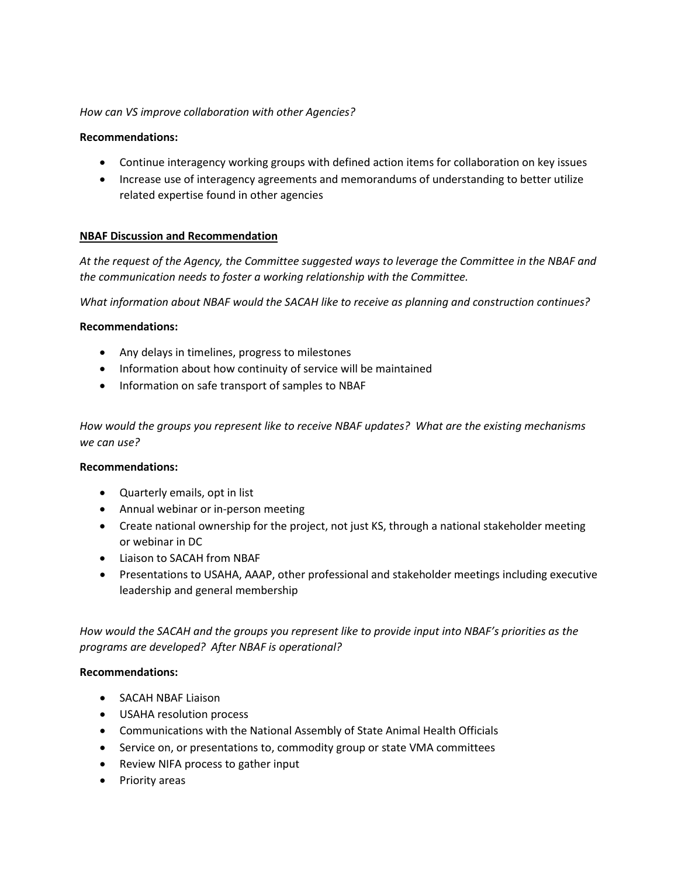*How can VS improve collaboration with other Agencies?*

**Recommendations:**

- Continue interagency working groups with defined action items for collaboration on key issues
- Increase use of interagency agreements and memorandums of understanding to better utilize related expertise found in other agencies

**<u>NBAF Discussion and Recommendation</u>**

*At the request of the Agency, the Committee suggested ways to leverage the Committee in the NBAF and the communication needs to foster a working relationship with the Committee.*

*What information about NBAF would the SACAH like to receive as planning and construction continues?*

**Recommendations:**

- Any delays in timelines, progress to milestones
- Information about how continuity of service will be maintained
- Information on safe transport of samples to NBAF

*How would the groups you represent like to receive NBAF updates? What are the existing mechanisms we can use?*

**Recommendations:**

- Quarterly emails, opt in list
- Annual webinar or in-person meeting
- Create national ownership for the project, not just KS, through a national stakeholder meeting or webinar in DC
- Liaison to SACAH from NBAF
- Presentations to USAHA, AAAP, other professional and stakeholder meetings including executive leadership and general membership

*How would the SACAH and the groups you represent like to provide input into NBAF's priorities as the programs are developed? After NBAF is operational?*

**Recommendations:**

- SACAH NBAF Liaison
- USAHA resolution process
- Communications with the National Assembly of State Animal Health Officials
- Service on, or presentations to, commodity group or state VMA committees
- Review NIFA process to gather input
- Priority areas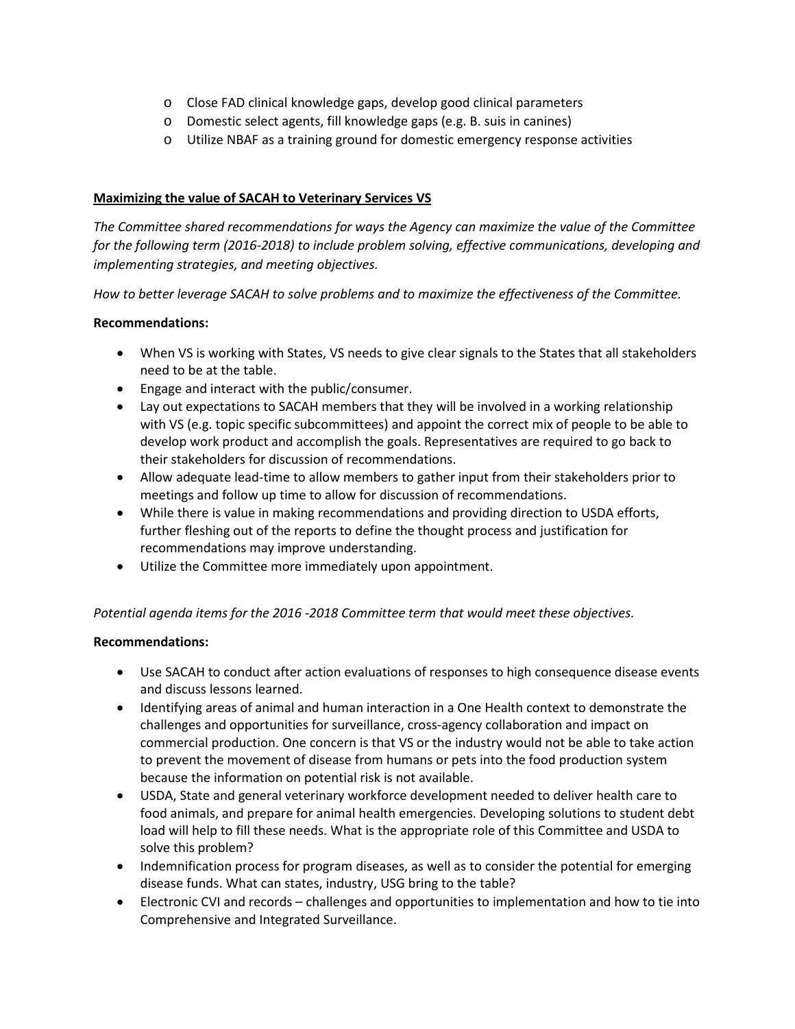- Close FAD clinical knowledge gaps, develop good clinical parameters
- Domestic select agents, fill knowledge gaps (e.g. B. suis in canines)
- Utilize NBAF as a training ground for domestic emergency response activities

**Maximizing the value of SACAH to Veterinary Services VS**

*The Committee shared recommendations for ways the Agency can maximize the value of the Committee for the following term (2016-2018) to include problem solving, effective communications, developing and implementing strategies, and meeting objectives.*

*How to better leverage SACAH to solve problems and to maximize the effectiveness of the Committee.*

**Recommendations:**

- When VS is working with States, VS needs to give clear signals to the States that all stakeholders need to be at the table.
- Engage and interact with the public/consumer.
- Lay out expectations to SACAH members that they will be involved in a working relationship with VS (e.g. topic specific subcommittees) and appoint the correct mix of people to be able to develop work product and accomplish the goals. Representatives are required to go back to their stakeholders for discussion of recommendations.
- Allow adequate lead-time to allow members to gather input from their stakeholders prior to meetings and follow up time to allow for discussion of recommendations.
- While there is value in making recommendations and providing direction to USDA efforts, further fleshing out of the reports to define the thought process and justification for recommendations may improve understanding.
- Utilize the Committee more immediately upon appointment.

*Potential agenda items for the 2016 -2018 Committee term that would meet these objectives.*

**Recommendations:**

- Use SACAH to conduct after action evaluations of responses to high consequence disease events and discuss lessons learned.
- Identifying areas of animal and human interaction in a One Health context to demonstrate the challenges and opportunities for surveillance, cross-agency collaboration and impact on commercial production. One concern is that VS or the industry would not be able to take action to prevent the movement of disease from humans or pets into the food production system because the information on potential risk is not available.
- USDA, State and general veterinary workforce development needed to deliver health care to food animals, and prepare for animal health emergencies. Developing solutions to student debt load will help to fill these needs. What is the appropriate role of this Committee and USDA to solve this problem?
- Indemnification process for program diseases, as well as to consider the potential for emerging disease funds. What can states, industry, USG bring to the table?
- Electronic CVI and records – challenges and opportunities to implementation and how to tie into Comprehensive and Integrated Surveillance.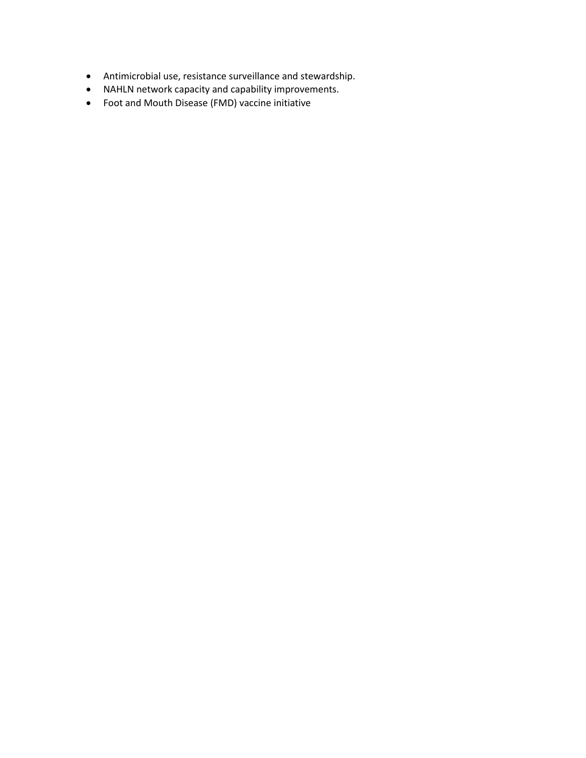- Antimicrobial use, resistance surveillance and stewardship.
- NAHLN network capacity and capability improvements.
- Foot and Mouth Disease (FMD) vaccine initiative